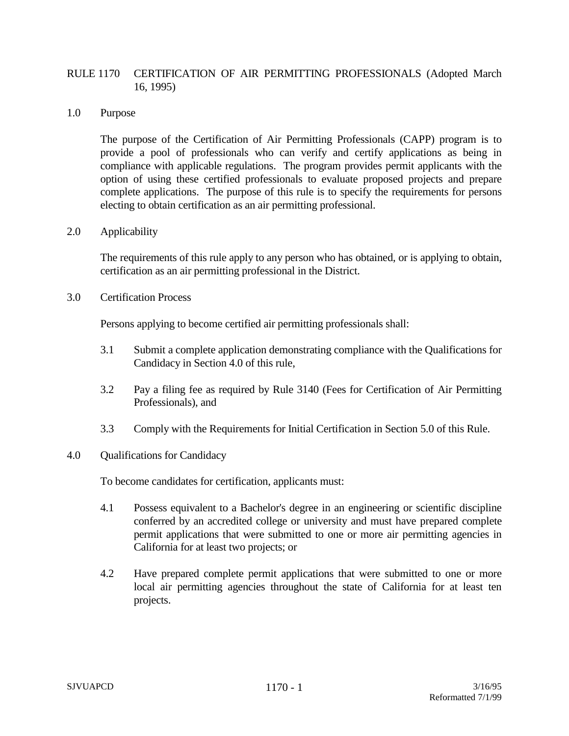# RULE 1170 CERTIFICATION OF AIR PERMITTING PROFESSIONALS (Adopted March 16, 1995)

## 1.0 Purpose

The purpose of the Certification of Air Permitting Professionals (CAPP) program is to provide a pool of professionals who can verify and certify applications as being in compliance with applicable regulations. The program provides permit applicants with the option of using these certified professionals to evaluate proposed projects and prepare complete applications. The purpose of this rule is to specify the requirements for persons electing to obtain certification as an air permitting professional.

## 2.0 Applicability

The requirements of this rule apply to any person who has obtained, or is applying to obtain, certification as an air permitting professional in the District.

## 3.0 Certification Process

Persons applying to become certified air permitting professionals shall:

3.1 Submit a complete application demonstrating compliance with the Qualifications for Candidacy in Section 4.0 of this rule,

3.2 Pay a filing fee as required by Rule 3140 (Fees for Certification of Air Permitting Professionals), and

3.3 Comply with the Requirements for Initial Certification in Section 5.0 of this Rule.

## 4.0 Qualifications for Candidacy

To become candidates for certification, applicants must:

4.1 Possess equivalent to a Bachelor's degree in an engineering or scientific discipline conferred by an accredited college or university and must have prepared complete permit applications that were submitted to one or more air permitting agencies in California for at least two projects; or

4.2 Have prepared complete permit applications that were submitted to one or more local air permitting agencies throughout the state of California for at least ten projects.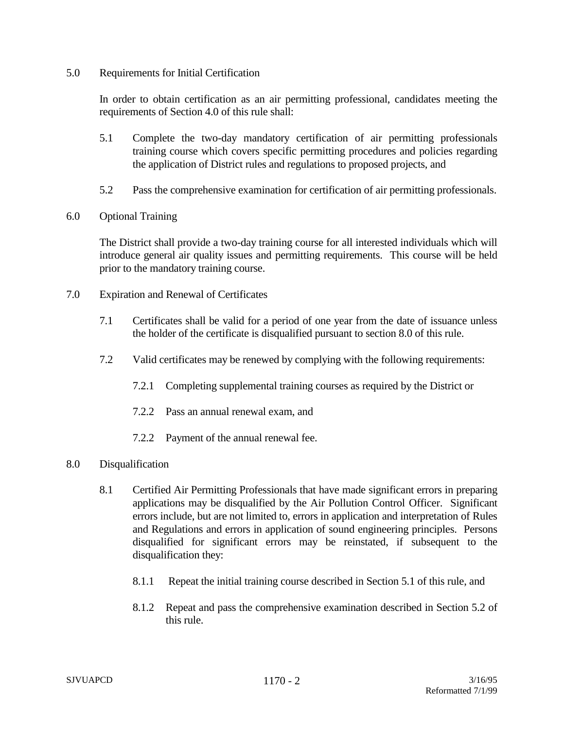## 5.0 Requirements for Initial Certification

In order to obtain certification as an air permitting professional, candidates meeting the requirements of Section 4.0 of this rule shall:

5.1 Complete the two-day mandatory certification of air permitting professionals training course which covers specific permitting procedures and policies regarding the application of District rules and regulations to proposed projects, and

5.2 Pass the comprehensive examination for certification of air permitting professionals.

## 6.0 Optional Training

The District shall provide a two-day training course for all interested individuals which will introduce general air quality issues and permitting requirements. This course will be held prior to the mandatory training course.

## 7.0 Expiration and Renewal of Certificates

7.1 Certificates shall be valid for a period of one year from the date of issuance unless the holder of the certificate is disqualified pursuant to section 8.0 of this rule.

7.2 Valid certificates may be renewed by complying with the following requirements:

7.2.1 Completing supplemental training courses as required by the District or

7.2.2 Pass an annual renewal exam, and

7.2.2 Payment of the annual renewal fee.

## 8.0 Disqualification

8.1 Certified Air Permitting Professionals that have made significant errors in preparing applications may be disqualified by the Air Pollution Control Officer. Significant errors include, but are not limited to, errors in application and interpretation of Rules and Regulations and errors in application of sound engineering principles. Persons disqualified for significant errors may be reinstated, if subsequent to the disqualification they:

8.1.1 Repeat the initial training course described in Section 5.1 of this rule, and

8.1.2 Repeat and pass the comprehensive examination described in Section 5.2 of this rule.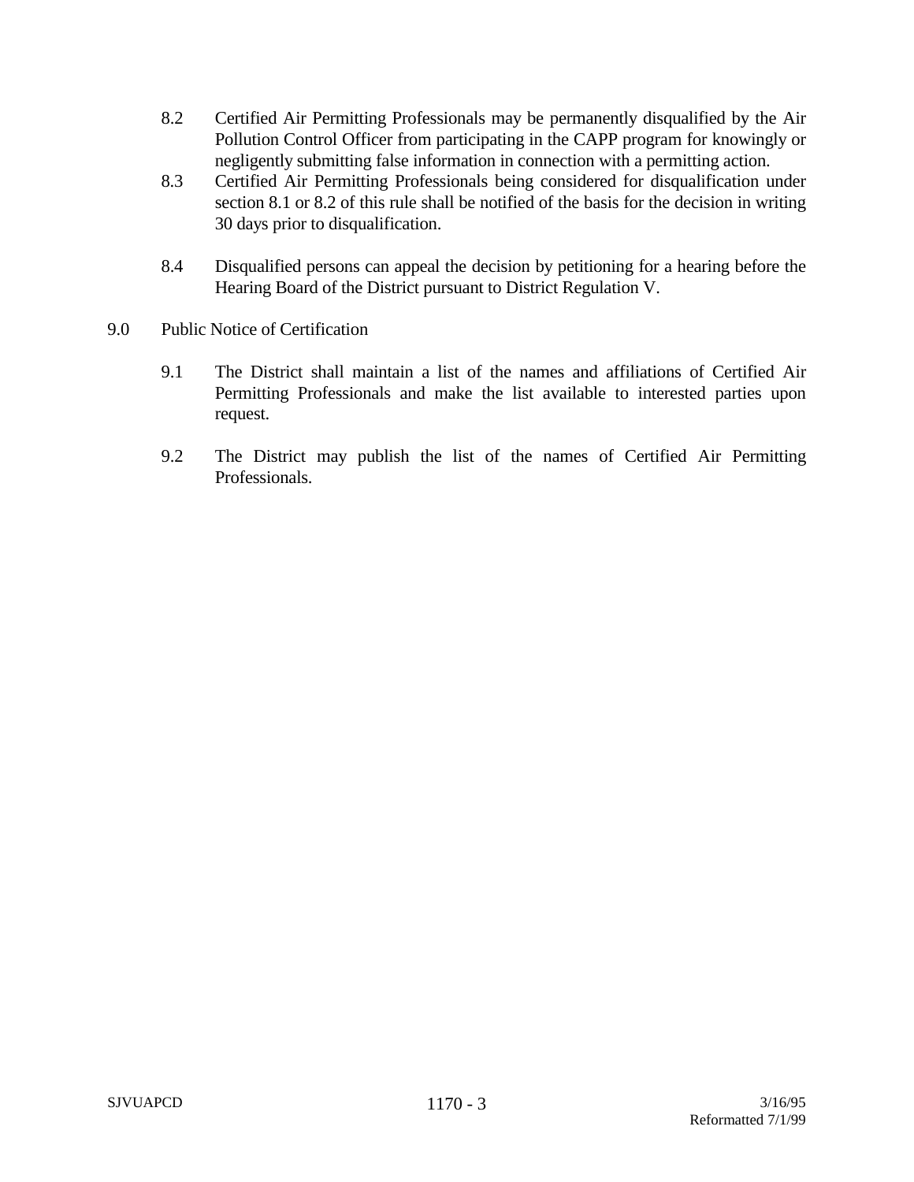8.2 Certified Air Permitting Professionals may be permanently disqualified by the Air Pollution Control Officer from participating in the CAPP program for knowingly or negligently submitting false information in connection with a permitting action.

8.3 Certified Air Permitting Professionals being considered for disqualification under section 8.1 or 8.2 of this rule shall be notified of the basis for the decision in writing 30 days prior to disqualification.

8.4 Disqualified persons can appeal the decision by petitioning for a hearing before the Hearing Board of the District pursuant to District Regulation V.

## 9.0 Public Notice of Certification

9.1 The District shall maintain a list of the names and affiliations of Certified Air Permitting Professionals and make the list available to interested parties upon request.

9.2 The District may publish the list of the names of Certified Air Permitting Professionals.